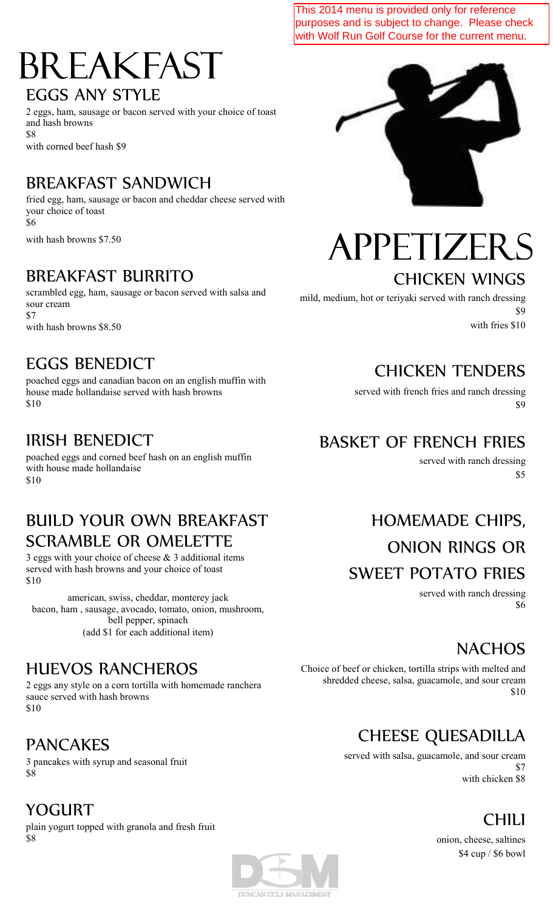This 2014 menu is provided only for reference purposes and is subject to change. Please check with Wolf Run Golf Course for the current menu.

# BREAKFAST

## EGGS ANY STYLE

2 eggs, ham, sausage or bacon served with your choice of toast and hash browns
$8
with corned beef hash $9

## BREAKFAST SANDWICH

fried egg, ham, sausage or bacon and cheddar cheese served with your choice of toast
$6
with hash browns $7.50

## BREAKFAST BURRITO

scrambled egg, ham, sausage or bacon served with salsa and sour cream
$7
with hash browns $8.50

## EGGS BENEDICT

poached eggs and canadian bacon on an english muffin with house made hollandaise served with hash browns
$10

## IRISH BENEDICT

poached eggs and corned beef hash on an english muffin with house made hollandaise
$10

## BUILD YOUR OWN BREAKFAST SCRAMBLE OR OMELETTE

3 eggs with your choice of cheese & 3 additional items served with hash browns and your choice of toast
$10

american, swiss, cheddar, monterey jack
bacon, ham , sausage, avocado, tomato, onion, mushroom, bell pepper, spinach
(add $1 for each additional item)

## HUEVOS RANCHEROS

2 eggs any style on a corn tortilla with homemade ranchera sauce served with hash browns
$10

## PANCAKES

3 pancakes with syrup and seasonal fruit
$8

## YOGURT

plain yogurt topped with granola and fresh fruit
$8

# APPETIZERS

## CHICKEN WINGS

mild, medium, hot or teriyaki served with ranch dressing
$9
with fries $10

## CHICKEN TENDERS

served with french fries and ranch dressing
$9

## BASKET OF FRENCH FRIES

served with ranch dressing
$5

## HOMEMADE CHIPS, ONION RINGS OR SWEET POTATO FRIES

served with ranch dressing
$6

## NACHOS

Choice of beef or chicken, tortilla strips with melted and shredded cheese, salsa, guacamole, and sour cream
$10

## CHEESE QUESADILLA

served with salsa, guacamole, and sour cream
$7
with chicken $8

## CHILI

onion, cheese, saltines
$4 cup / $6 bowl

DUNCAN GOLF MANAGEMENT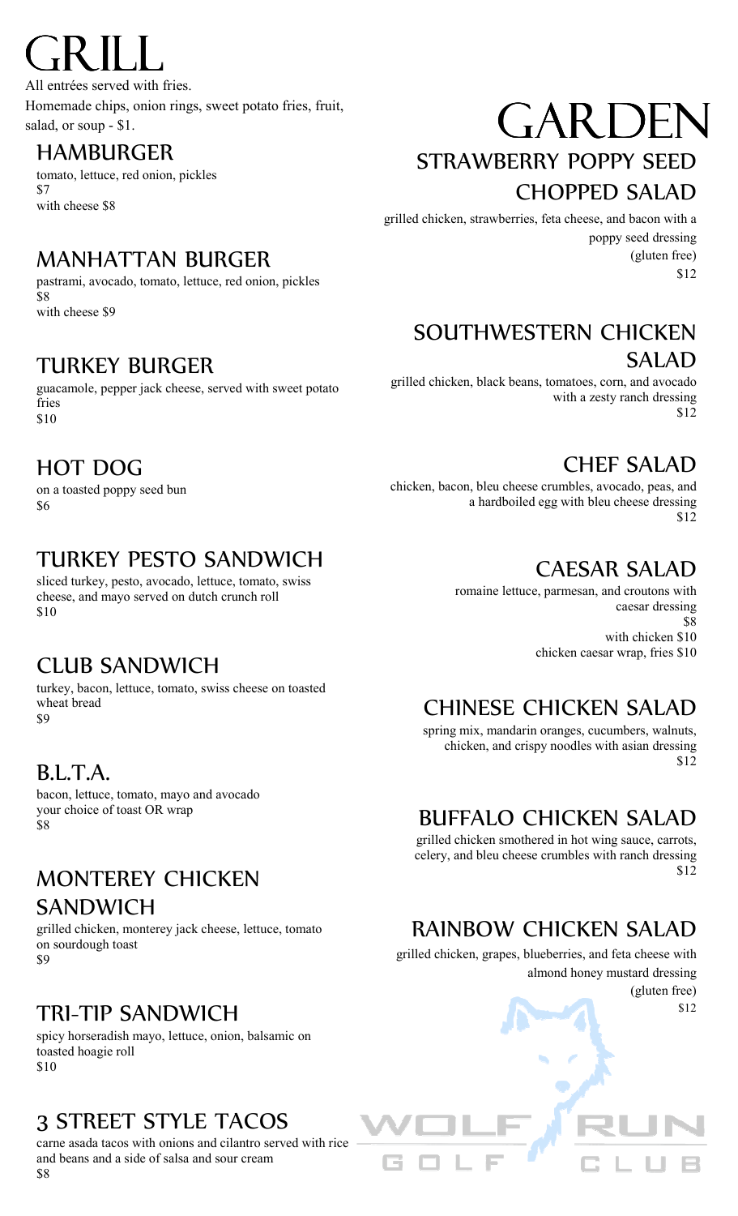# GRILL

All entrées served with fries.

Homemade chips, onion rings, sweet potato fries, fruit, salad, or soup - $1.

## HAMBURGER

tomato, lettuce, red onion, pickles

$7

with cheese $8

## MANHATTAN BURGER

pastrami, avocado, tomato, lettuce, red onion, pickles

$8

with cheese $9

## TURKEY BURGER

guacamole, pepper jack cheese, served with sweet potato fries

$10

## HOT DOG

on a toasted poppy seed bun

$6

## TURKEY PESTO SANDWICH

sliced turkey, pesto, avocado, lettuce, tomato, swiss cheese, and mayo served on dutch crunch roll

$10

## CLUB SANDWICH

turkey, bacon, lettuce, tomato, swiss cheese on toasted wheat bread

$9

## B.L.T.A.

bacon, lettuce, tomato, mayo and avocado

your choice of toast OR wrap

$8

## MONTEREY CHICKEN SANDWICH

grilled chicken, monterey jack cheese, lettuce, tomato on sourdough toast

$9

## TRI-TIP SANDWICH

spicy horseradish mayo, lettuce, onion, balsamic on toasted hoagie roll

$10

## 3 STREET STYLE TACOS

carne asada tacos with onions and cilantro served with rice and beans and a side of salsa and sour cream

$8

# GARDEN

## STRAWBERRY POPPY SEED CHOPPED SALAD

grilled chicken, strawberries, feta cheese, and bacon with a poppy seed dressing

(gluten free)

$12

## SOUTHWESTERN CHICKEN SALAD

grilled chicken, black beans, tomatoes, corn, and avocado with a zesty ranch dressing

$12

## CHEF SALAD

chicken, bacon, bleu cheese crumbles, avocado, peas, and a hardboiled egg with bleu cheese dressing

$12

## CAESAR SALAD

romaine lettuce, parmesan, and croutons with caesar dressing

$8

with chicken $10

chicken caesar wrap, fries $10

## CHINESE CHICKEN SALAD

spring mix, mandarin oranges, cucumbers, walnuts, chicken, and crispy noodles with asian dressing

$12

## BUFFALO CHICKEN SALAD

grilled chicken smothered in hot wing sauce, carrots, celery, and bleu cheese crumbles with ranch dressing

$12

## RAINBOW CHICKEN SALAD

grilled chicken, grapes, blueberries, and feta cheese with almond honey mustard dressing

(gluten free)

$12

WOLF RUN GOLF CLUB